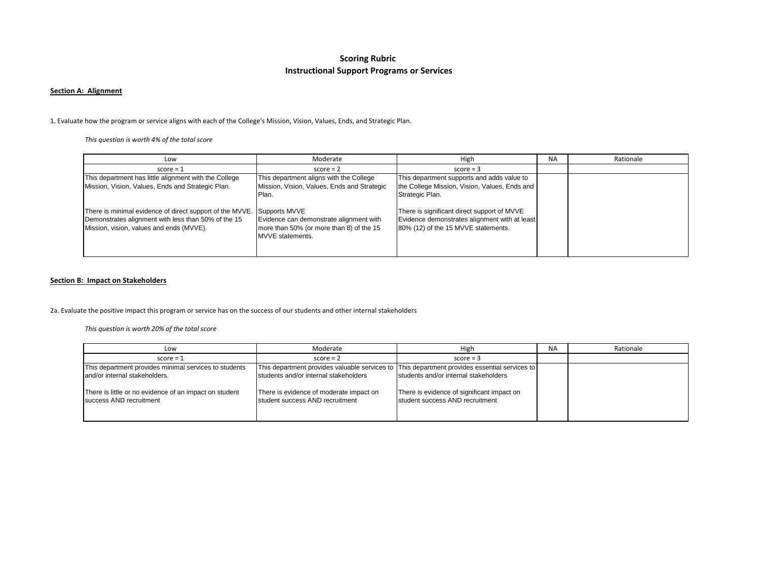# Scoring Rubric
## Instructional Support Programs or Services

**Section A: Alignment**

1. Evaluate how the program or service aligns with each of the College's Mission, Vision, Values, Ends, and Strategic Plan.

*This question is worth 4% of the total score*

| Low | Moderate | High | NA | Rationale |
|---|---|---|---|---|
| score = 1 | score = 2 | score = 3 | | |
| This department has little alignment with the College Mission, Vision, Values, Ends and Strategic Plan.<br><br>There is minimal evidence of direct support of the MVVE. Demonstrates alignment with less than 50% of the 15 Mission, vision, values and ends (MVVE). | This department aligns with the College Mission, Vision, Values, Ends and Strategic Plan.<br><br>Supports MVVE<br>Evidence can demonstrate alignment with more than 50% (or more than 8) of the 15 MVVE statements. | This department supports and adds value to the College Mission, Vision, Values, Ends and Strategic Plan.<br><br>There is significant direct support of MVVE<br>Evidence demonstrates alignment with at least 80% (12) of the 15 MVVE statements. | | |

**Section B: Impact on Stakeholders**

2a. Evaluate the positive impact this program or service has on the success of our students and other internal stakeholders

*This question is worth 20% of the total score*

| Low | Moderate | High | NA | Rationale |
|---|---|---|---|---|
| score = 1 | score = 2 | score = 3 | | |
| This department provides minimal services to students and/or internal stakeholders.<br><br>There is little or no evidence of an impact on student success AND recruitment | This department provides valuable services to students and/or internal stakeholders<br><br>There is evidence of moderate impact on student success AND recruitment | This department provides essential services to students and/or internal stakeholders<br><br>There is evidence of significant impact on student success AND recruitment | | |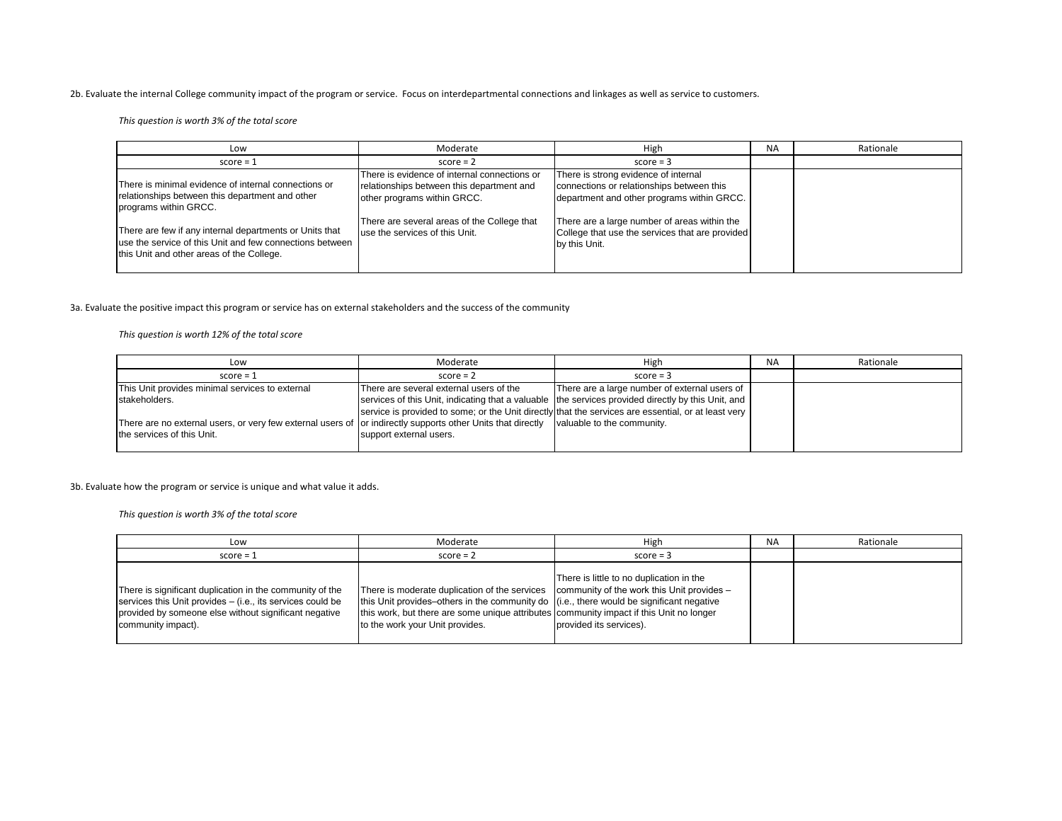2b. Evaluate the internal College community impact of the program or service. Focus on interdepartmental connections and linkages as well as service to customers.

*This question is worth 3% of the total score*

| Low | Moderate | High | NA | Rationale |
|---|---|---|---|---|
| score = 1 | score = 2 | score = 3 | | |
| There is minimal evidence of internal connections or relationships between this department and other programs within GRCC.<br><br>There are few if any internal departments or Units that use the service of this Unit and few connections between this Unit and other areas of the College. | There is evidence of internal connections or relationships between this department and other programs within GRCC.<br><br>There are several areas of the College that use the services of this Unit. | There is strong evidence of internal connections or relationships between this department and other programs within GRCC.<br><br>There are a large number of areas within the College that use the services that are provided by this Unit. | | |

3a. Evaluate the positive impact this program or service has on external stakeholders and the success of the community

*This question is worth 12% of the total score*

| Low | Moderate | High | NA | Rationale |
|---|---|---|---|---|
| score = 1 | score = 2 | score = 3 | | |
| This Unit provides minimal services to external stakeholders.<br><br>There are no external users, or very few external users of the services of this Unit. | There are several external users of the services of this Unit, indicating that a valuable service is provided to some; or the Unit directly or indirectly supports other Units that directly support external users. | There are a large number of external users of the services provided directly by this Unit, and that the services are essential, or at least very valuable to the community. | | |

3b. Evaluate how the program or service is unique and what value it adds.

*This question is worth 3% of the total score*

| Low | Moderate | High | NA | Rationale |
|---|---|---|---|---|
| score = 1 | score = 2 | score = 3 | | |
| There is significant duplication in the community of the services this Unit provides – (i.e., its services could be provided by someone else without significant negative community impact). | There is moderate duplication of the services this Unit provides–others in the community do this work, but there are some unique attributes to the work your Unit provides. | There is little to no duplication in the community of the work this Unit provides – (i.e., there would be significant negative community impact if this Unit no longer provided its services). | | |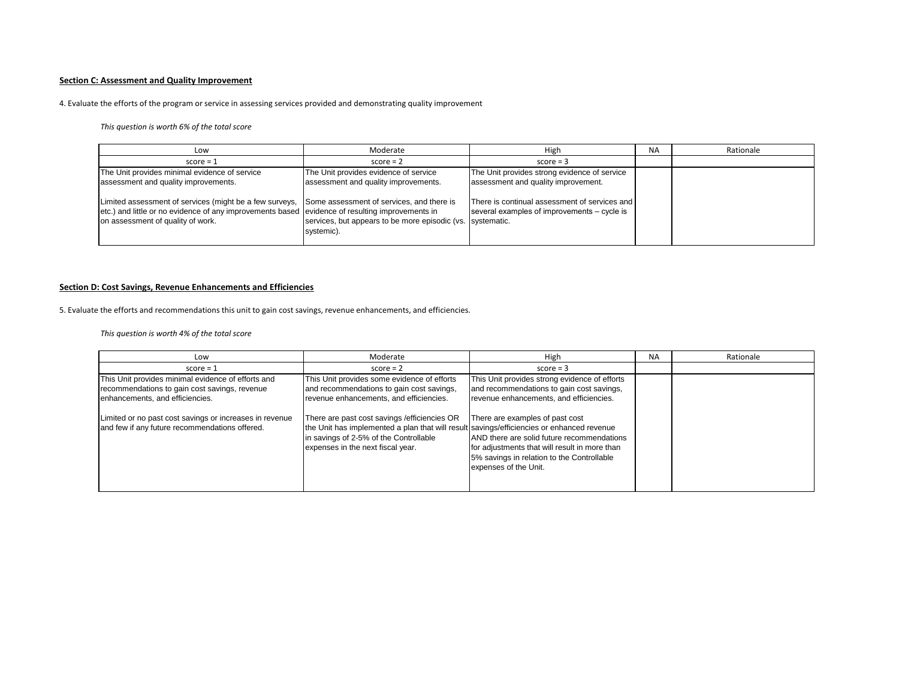**Section C: Assessment and Quality Improvement**

4. Evaluate the efforts of the program or service in assessing services provided and demonstrating quality improvement

*This question is worth 6% of the total score*

| Low | Moderate | High | NA | Rationale |
|---|---|---|---|---|
| score = 1 | score = 2 | score = 3 | | |
| The Unit provides minimal evidence of service assessment and quality improvements.<br><br>Limited assessment of services (might be a few surveys, etc.) and little or no evidence of any improvements based on assessment of quality of work. | The Unit provides evidence of service assessment and quality improvements.<br><br>Some assessment of services, and there is evidence of resulting improvements in services, but appears to be more episodic (vs. systemic). | The Unit provides strong evidence of service assessment and quality improvement.<br><br>There is continual assessment of services and several examples of improvements – cycle is systematic. | | |

**Section D: Cost Savings, Revenue Enhancements and Efficiencies**

5. Evaluate the efforts and recommendations this unit to gain cost savings, revenue enhancements, and efficiencies.

*This question is worth 4% of the total score*

| Low | Moderate | High | NA | Rationale |
|---|---|---|---|---|
| score = 1 | score = 2 | score = 3 | | |
| This Unit provides minimal evidence of efforts and recommendations to gain cost savings, revenue enhancements, and efficiencies.<br><br>Limited or no past cost savings or increases in revenue and few if any future recommendations offered. | This Unit provides some evidence of efforts and recommendations to gain cost savings, revenue enhancements, and efficiencies.<br><br>There are past cost savings /efficiencies OR the Unit has implemented a plan that will result in savings of 2-5% of the Controllable expenses in the next fiscal year. | This Unit provides strong evidence of efforts and recommendations to gain cost savings, revenue enhancements, and efficiencies.<br><br>There are examples of past cost savings/efficiencies or enhanced revenue AND there are solid future recommendations for adjustments that will result in more than 5% savings in relation to the Controllable expenses of the Unit. | | |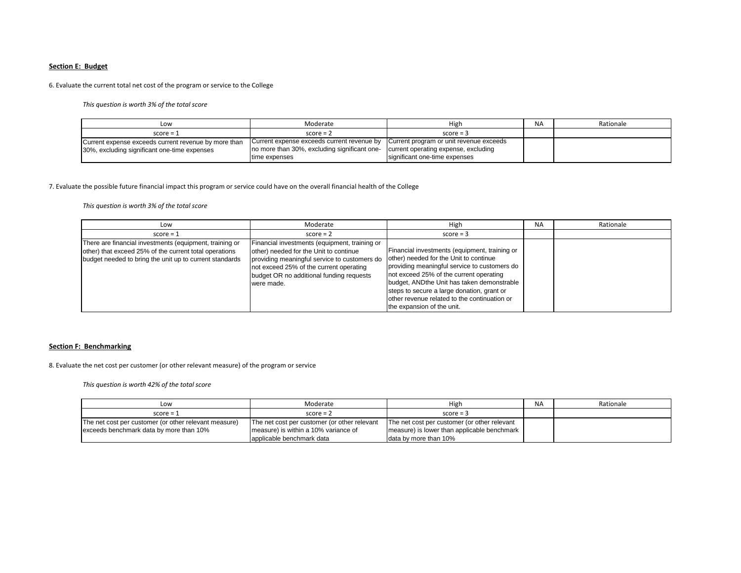**Section E: Budget**

6. Evaluate the current total net cost of the program or service to the College

*This question is worth 3% of the total score*

| Low | Moderate | High | NA | Rationale |
|---|---|---|---|---|
| score = 1 | score = 2 | score = 3 | | |
| Current expense exceeds current revenue by more than 30%, excluding significant one-time expenses | Current expense exceeds current revenue by no more than 30%, excluding significant one-time expenses | Current program or unit revenue exceeds current operating expense, excluding significant one-time expenses | | |

7. Evaluate the possible future financial impact this program or service could have on the overall financial health of the College

*This question is worth 3% of the total score*

| Low | Moderate | High | NA | Rationale |
|---|---|---|---|---|
| score = 1 | score = 2 | score = 3 | | |
| There are financial investments (equipment, training or other) that exceed 25% of the current total operations budget needed to bring the unit up to current standards | Financial investments (equipment, training or other) needed for the Unit to continue providing meaningful service to customers do not exceed 25% of the current operating budget OR no additional funding requests were made. | Financial investments (equipment, training or other) needed for the Unit to continue providing meaningful service to customers do not exceed 25% of the current operating budget, ANDthe Unit has taken demonstrable steps to secure a large donation, grant or other revenue related to the continuation or the expansion of the unit. | | |

**Section F: Benchmarking**

8. Evaluate the net cost per customer (or other relevant measure) of the program or service

*This question is worth 42% of the total score*

| Low | Moderate | High | NA | Rationale |
|---|---|---|---|---|
| score = 1 | score = 2 | score = 3 | | |
| The net cost per customer (or other relevant measure) exceeds benchmark data by more than 10% | The net cost per customer (or other relevant measure) is within a 10% variance of applicable benchmark data | The net cost per customer (or other relevant measure) is lower than applicable benchmark data by more than 10% | | |